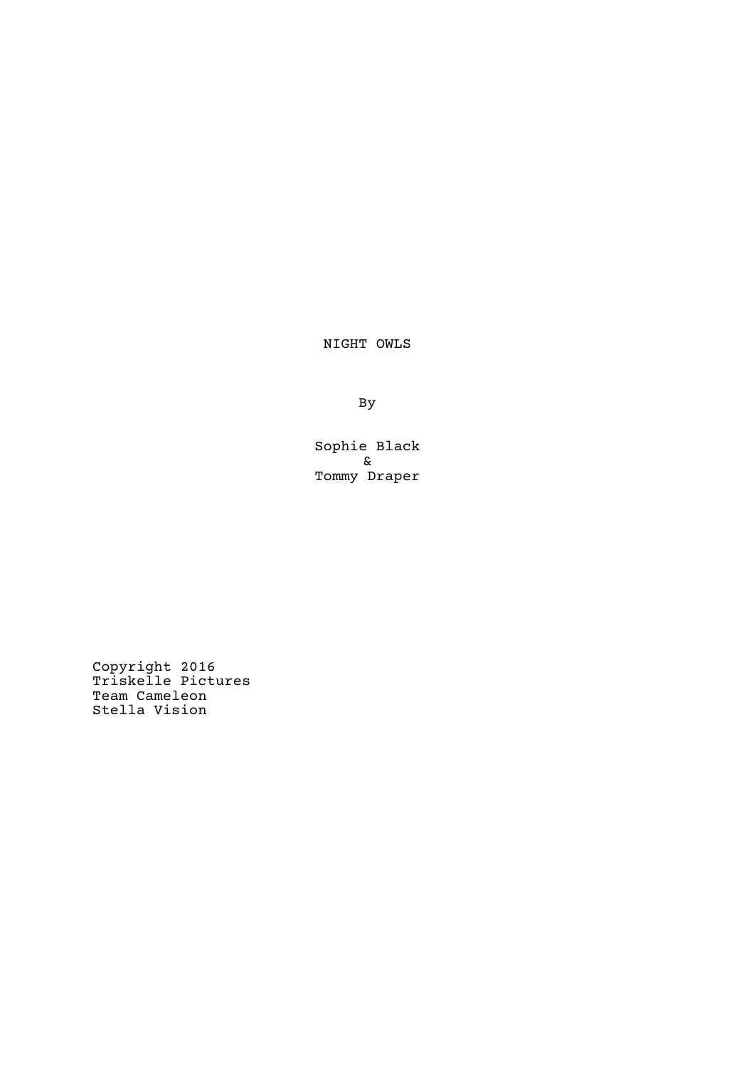# NIGHT OWLS

By

Sophie Black
&
Tommy Draper

Copyright 2016
Triskelle Pictures
Team Cameleon
Stella Vision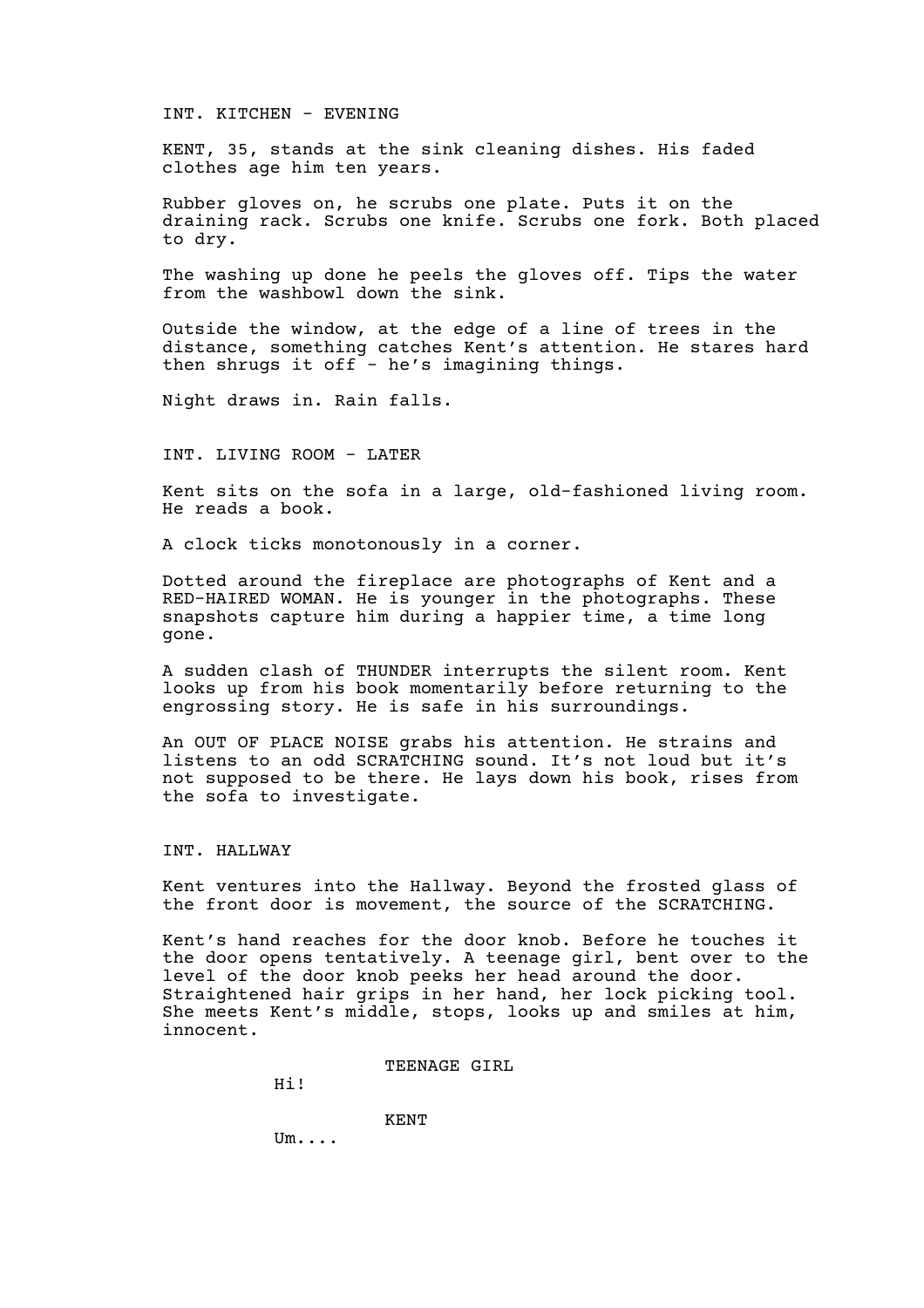INT. KITCHEN - EVENING

KENT, 35, stands at the sink cleaning dishes. His faded clothes age him ten years.

Rubber gloves on, he scrubs one plate. Puts it on the draining rack. Scrubs one knife. Scrubs one fork. Both placed to dry.

The washing up done he peels the gloves off. Tips the water from the washbowl down the sink.

Outside the window, at the edge of a line of trees in the distance, something catches Kent's attention. He stares hard then shrugs it off - he's imagining things.

Night draws in. Rain falls.

INT. LIVING ROOM - LATER

Kent sits on the sofa in a large, old-fashioned living room. He reads a book.

A clock ticks monotonously in a corner.

Dotted around the fireplace are photographs of Kent and a RED-HAIRED WOMAN. He is younger in the photographs. These snapshots capture him during a happier time, a time long gone.

A sudden clash of THUNDER interrupts the silent room. Kent looks up from his book momentarily before returning to the engrossing story. He is safe in his surroundings.

An OUT OF PLACE NOISE grabs his attention. He strains and listens to an odd SCRATCHING sound. It's not loud but it's not supposed to be there. He lays down his book, rises from the sofa to investigate.

INT. HALLWAY

Kent ventures into the Hallway. Beyond the frosted glass of the front door is movement, the source of the SCRATCHING.

Kent's hand reaches for the door knob. Before he touches it the door opens tentatively. A teenage girl, bent over to the level of the door knob peeks her head around the door. Straightened hair grips in her hand, her lock picking tool. She meets Kent's middle, stops, looks up and smiles at him, innocent.

TEENAGE GIRL

Hi!

KENT

Um....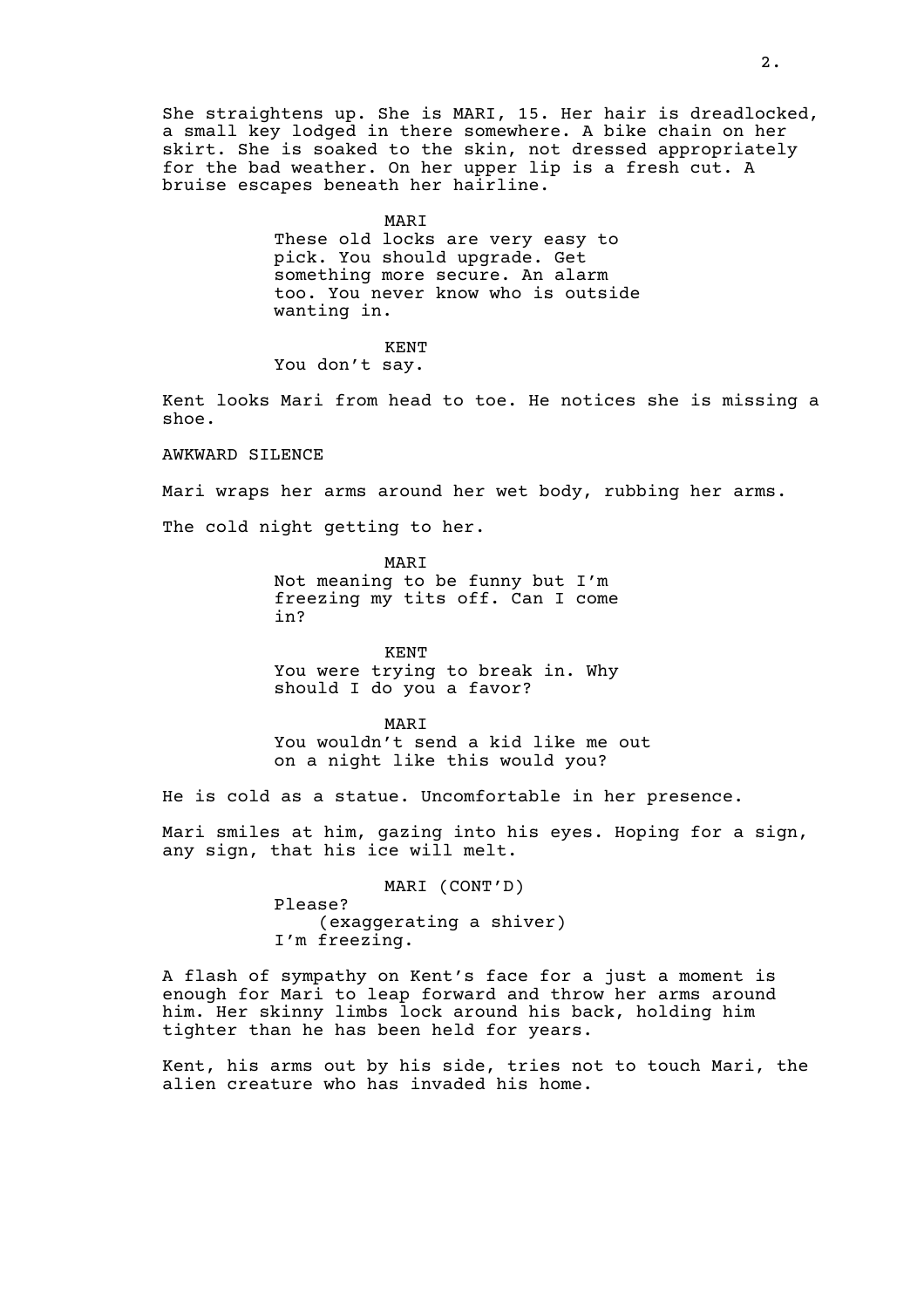She straightens up. She is MARI, 15. Her hair is dreadlocked, a small key lodged in there somewhere. A bike chain on her skirt. She is soaked to the skin, not dressed appropriately for the bad weather. On her upper lip is a fresh cut. A bruise escapes beneath her hairline.

MARI
These old locks are very easy to pick. You should upgrade. Get something more secure. An alarm too. You never know who is outside wanting in.

KENT
You don't say.

Kent looks Mari from head to toe. He notices she is missing a shoe.

AWKWARD SILENCE

Mari wraps her arms around her wet body, rubbing her arms.

The cold night getting to her.

MARI
Not meaning to be funny but I'm freezing my tits off. Can I come in?

KENT
You were trying to break in. Why should I do you a favor?

MARI
You wouldn't send a kid like me out on a night like this would you?

He is cold as a statue. Uncomfortable in her presence.

Mari smiles at him, gazing into his eyes. Hoping for a sign, any sign, that his ice will melt.

MARI (CONT'D)
Please?
(exaggerating a shiver)
I'm freezing.

A flash of sympathy on Kent's face for a just a moment is enough for Mari to leap forward and throw her arms around him. Her skinny limbs lock around his back, holding him tighter than he has been held for years.

Kent, his arms out by his side, tries not to touch Mari, the alien creature who has invaded his home.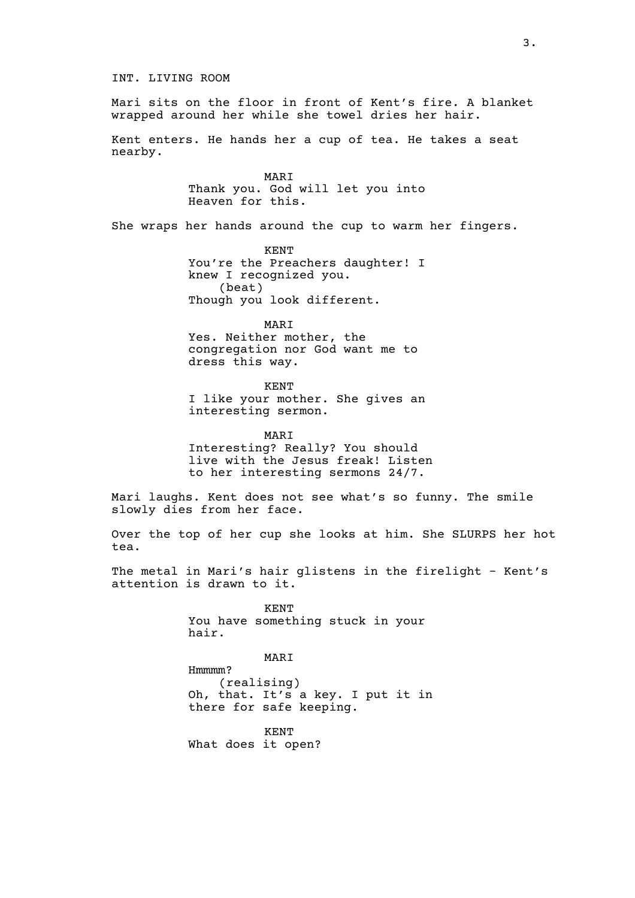INT. LIVING ROOM

Mari sits on the floor in front of Kent's fire. A blanket wrapped around her while she towel dries her hair.

Kent enters. He hands her a cup of tea. He takes a seat nearby.

MARI
Thank you. God will let you into Heaven for this.

She wraps her hands around the cup to warm her fingers.

KENT
You're the Preachers daughter! I knew I recognized you.
(beat)
Though you look different.

MARI
Yes. Neither mother, the congregation nor God want me to dress this way.

KENT
I like your mother. She gives an interesting sermon.

MARI
Interesting? Really? You should live with the Jesus freak! Listen to her interesting sermons 24/7.

Mari laughs. Kent does not see what's so funny. The smile slowly dies from her face.

Over the top of her cup she looks at him. She SLURPS her hot tea.

The metal in Mari's hair glistens in the firelight - Kent's attention is drawn to it.

KENT
You have something stuck in your hair.

MARI
Hmmmm?
(realising)
Oh, that. It's a key. I put it in there for safe keeping.

KENT
What does it open?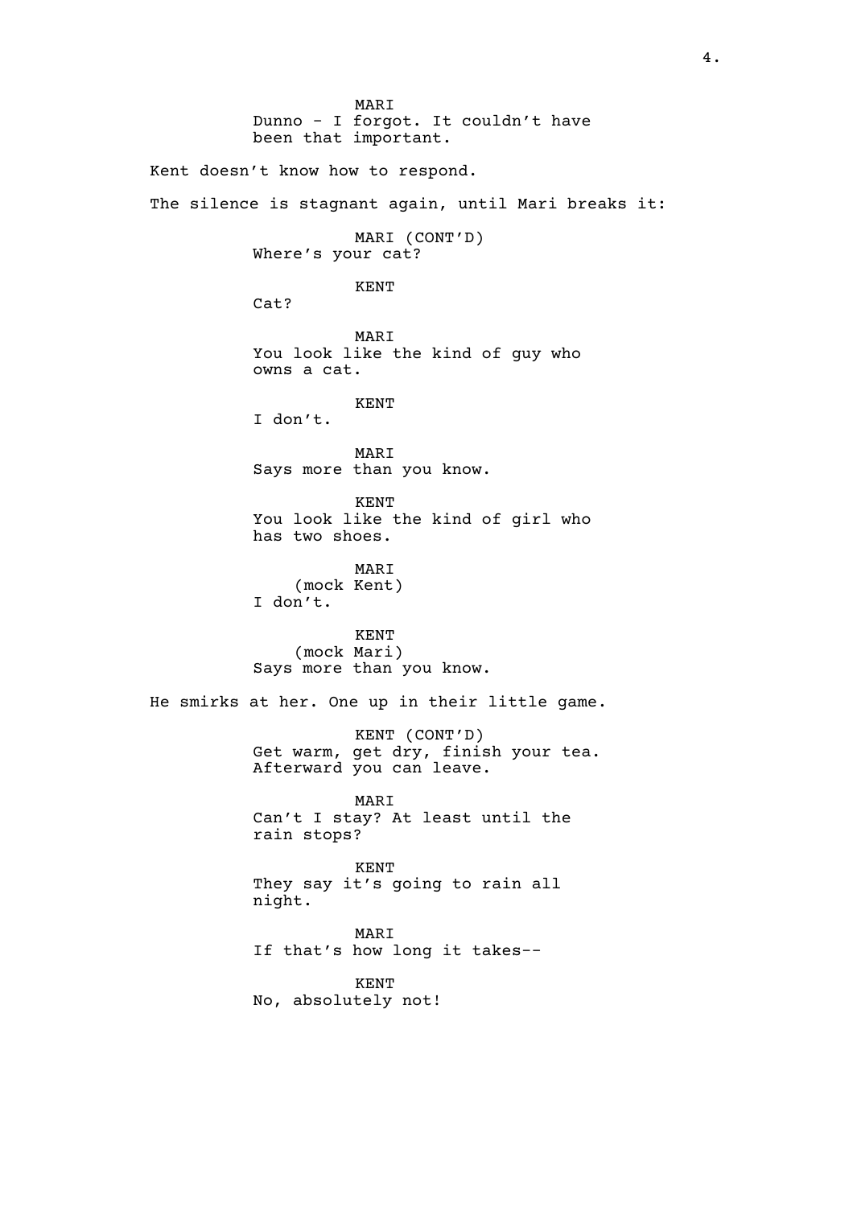MARI
Dunno - I forgot. It couldn't have been that important.

Kent doesn't know how to respond.

The silence is stagnant again, until Mari breaks it:

MARI (CONT'D)
Where's your cat?

KENT
Cat?

MARI
You look like the kind of guy who owns a cat.

KENT
I don't.

MARI
Says more than you know.

KENT
You look like the kind of girl who has two shoes.

MARI
(mock Kent)
I don't.

KENT
(mock Mari)
Says more than you know.

He smirks at her. One up in their little game.

KENT (CONT'D)
Get warm, get dry, finish your tea. Afterward you can leave.

MARI
Can't I stay? At least until the rain stops?

KENT
They say it's going to rain all night.

MARI
If that's how long it takes--

KENT
No, absolutely not!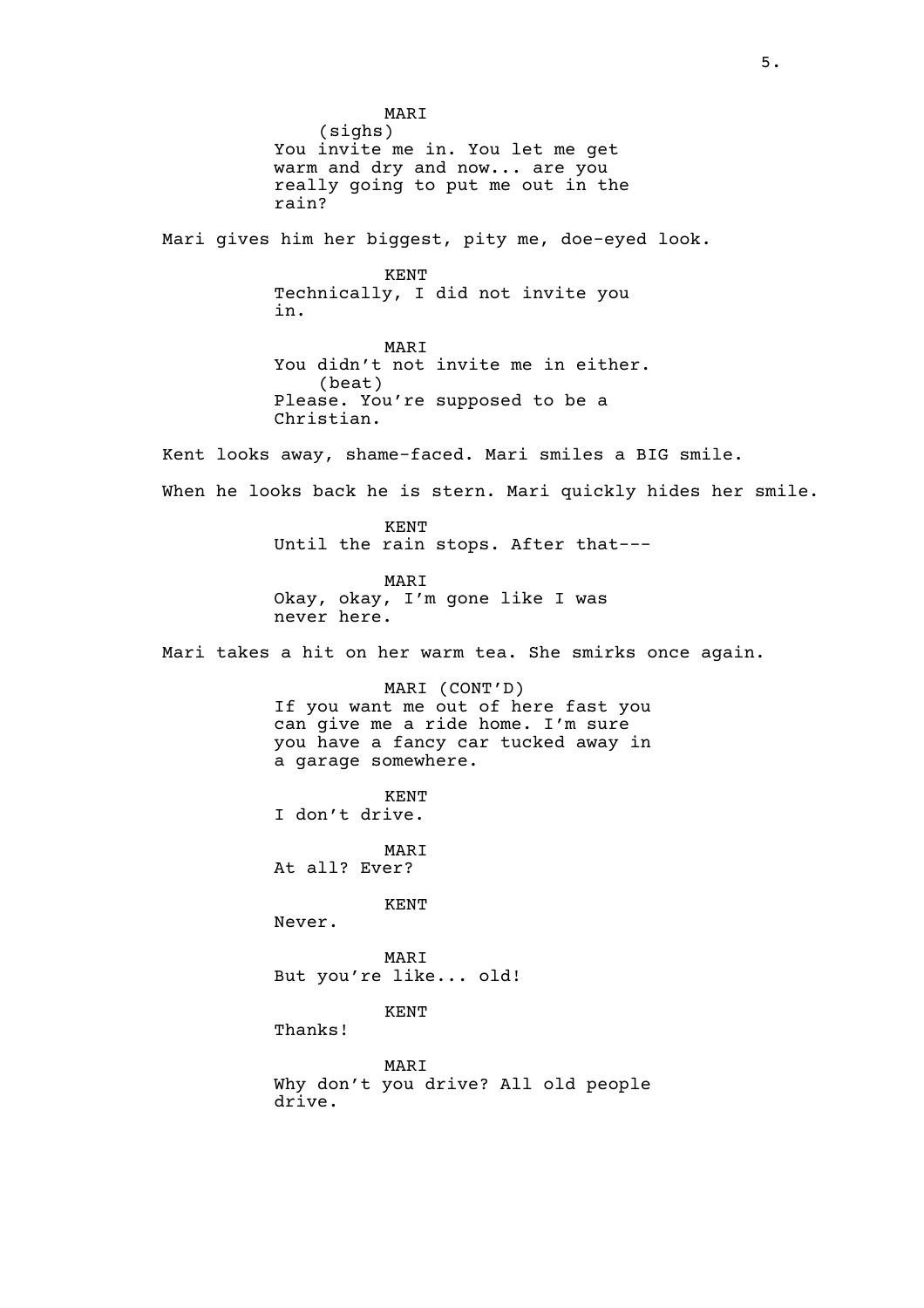MARI
(sighs)
You invite me in. You let me get warm and dry and now... are you really going to put me out in the rain?

Mari gives him her biggest, pity me, doe-eyed look.

KENT
Technically, I did not invite you in.

MARI
You didn't not invite me in either.
(beat)
Please. You're supposed to be a Christian.

Kent looks away, shame-faced. Mari smiles a BIG smile.

When he looks back he is stern. Mari quickly hides her smile.

KENT
Until the rain stops. After that---

MARI
Okay, okay, I'm gone like I was never here.

Mari takes a hit on her warm tea. She smirks once again.

MARI (CONT'D)
If you want me out of here fast you can give me a ride home. I'm sure you have a fancy car tucked away in a garage somewhere.

KENT
I don't drive.

MARI
At all? Ever?

KENT
Never.

MARI
But you're like... old!

KENT
Thanks!

MARI
Why don't you drive? All old people drive.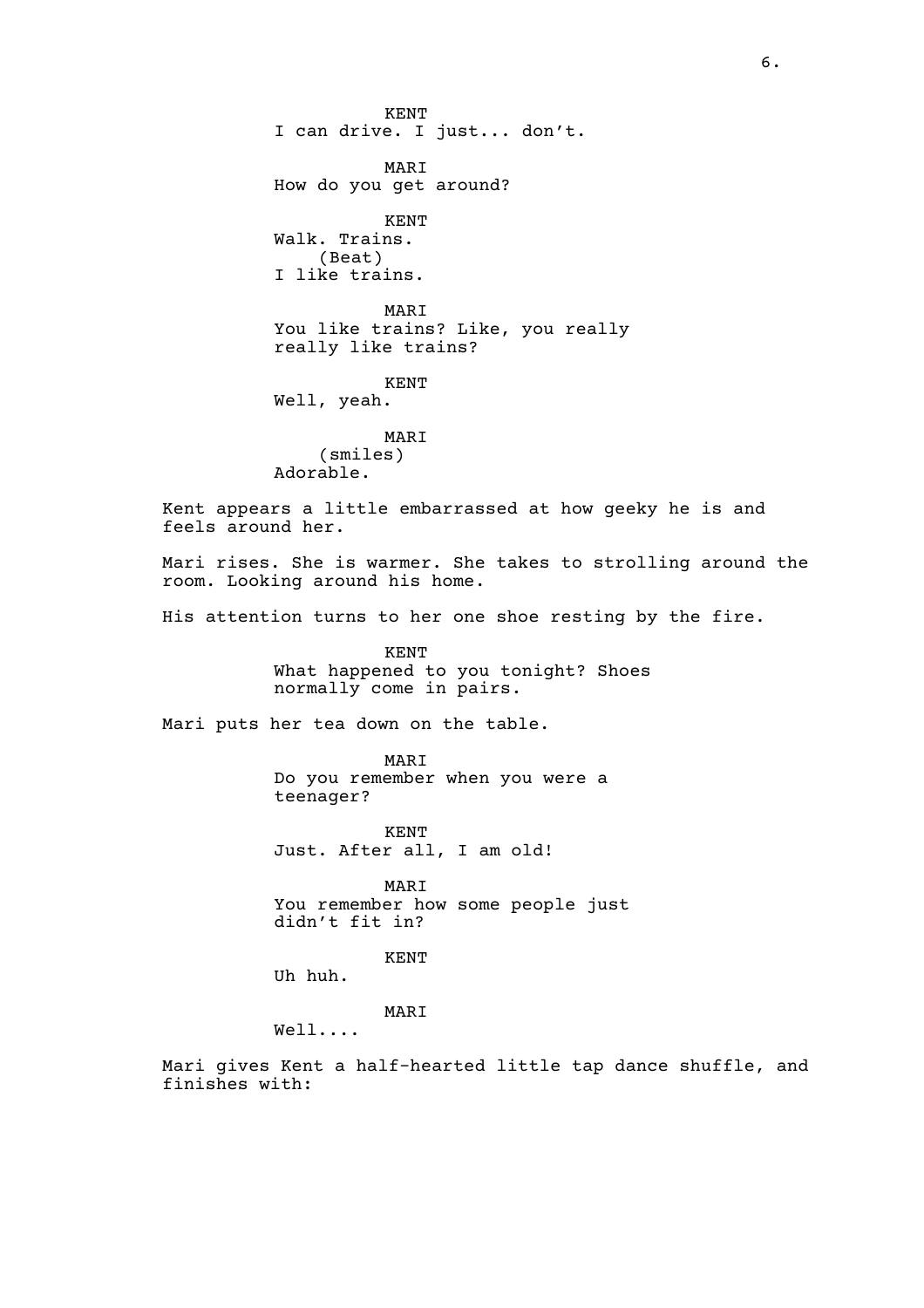KENT
I can drive. I just... don't.

MARI
How do you get around?

KENT
Walk. Trains.
(Beat)
I like trains.

MARI
You like trains? Like, you really really like trains?

KENT
Well, yeah.

MARI
(smiles)
Adorable.

Kent appears a little embarrassed at how geeky he is and feels around her.

Mari rises. She is warmer. She takes to strolling around the room. Looking around his home.

His attention turns to her one shoe resting by the fire.

KENT
What happened to you tonight? Shoes normally come in pairs.

Mari puts her tea down on the table.

MARI
Do you remember when you were a teenager?

KENT
Just. After all, I am old!

MARI
You remember how some people just didn't fit in?

KENT
Uh huh.

MARI
Well....

Mari gives Kent a half-hearted little tap dance shuffle, and finishes with: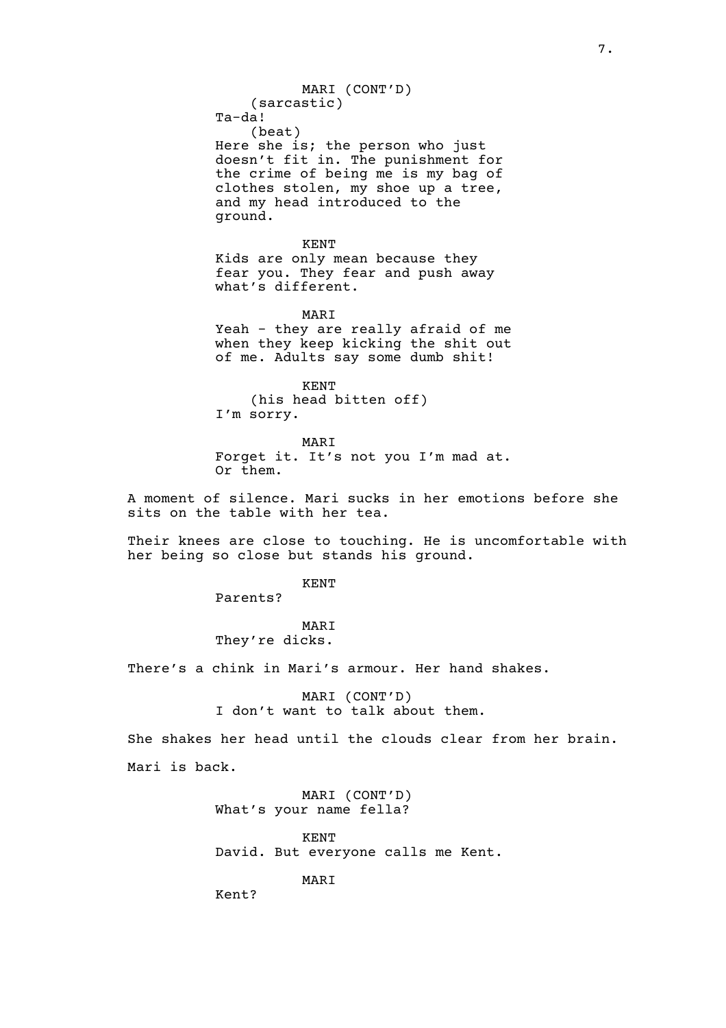MARI (CONT'D)
(sarcastic)
Ta-da!
(beat)
Here she is; the person who just doesn't fit in. The punishment for the crime of being me is my bag of clothes stolen, my shoe up a tree, and my head introduced to the ground.

KENT
Kids are only mean because they fear you. They fear and push away what's different.

MARI
Yeah - they are really afraid of me when they keep kicking the shit out of me. Adults say some dumb shit!

KENT
(his head bitten off)
I'm sorry.

MARI
Forget it. It's not you I'm mad at. Or them.

A moment of silence. Mari sucks in her emotions before she sits on the table with her tea.

Their knees are close to touching. He is uncomfortable with her being so close but stands his ground.

KENT
Parents?

MARI
They're dicks.

There's a chink in Mari's armour. Her hand shakes.

MARI (CONT'D)
I don't want to talk about them.

She shakes her head until the clouds clear from her brain.

Mari is back.

MARI (CONT'D)
What's your name fella?

KENT
David. But everyone calls me Kent.

MARI
Kent?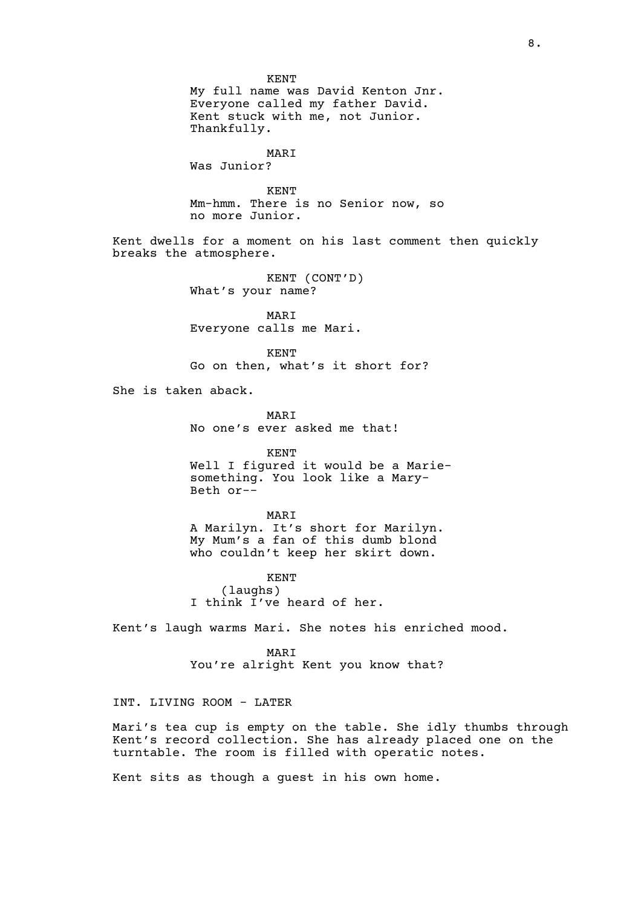KENT
My full name was David Kenton Jnr. Everyone called my father David. Kent stuck with me, not Junior. Thankfully.

MARI
Was Junior?

KENT
Mm-hmm. There is no Senior now, so no more Junior.

Kent dwells for a moment on his last comment then quickly breaks the atmosphere.

KENT (CONT'D)
What's your name?

MARI
Everyone calls me Mari.

KENT
Go on then, what's it short for?

She is taken aback.

MARI
No one's ever asked me that!

KENT
Well I figured it would be a Marie-something. You look like a Mary-Beth or--

MARI
A Marilyn. It's short for Marilyn. My Mum's a fan of this dumb blond who couldn't keep her skirt down.

KENT
(laughs)
I think I've heard of her.

Kent's laugh warms Mari. She notes his enriched mood.

MARI
You're alright Kent you know that?

INT. LIVING ROOM - LATER

Mari's tea cup is empty on the table. She idly thumbs through Kent's record collection. She has already placed one on the turntable. The room is filled with operatic notes.

Kent sits as though a guest in his own home.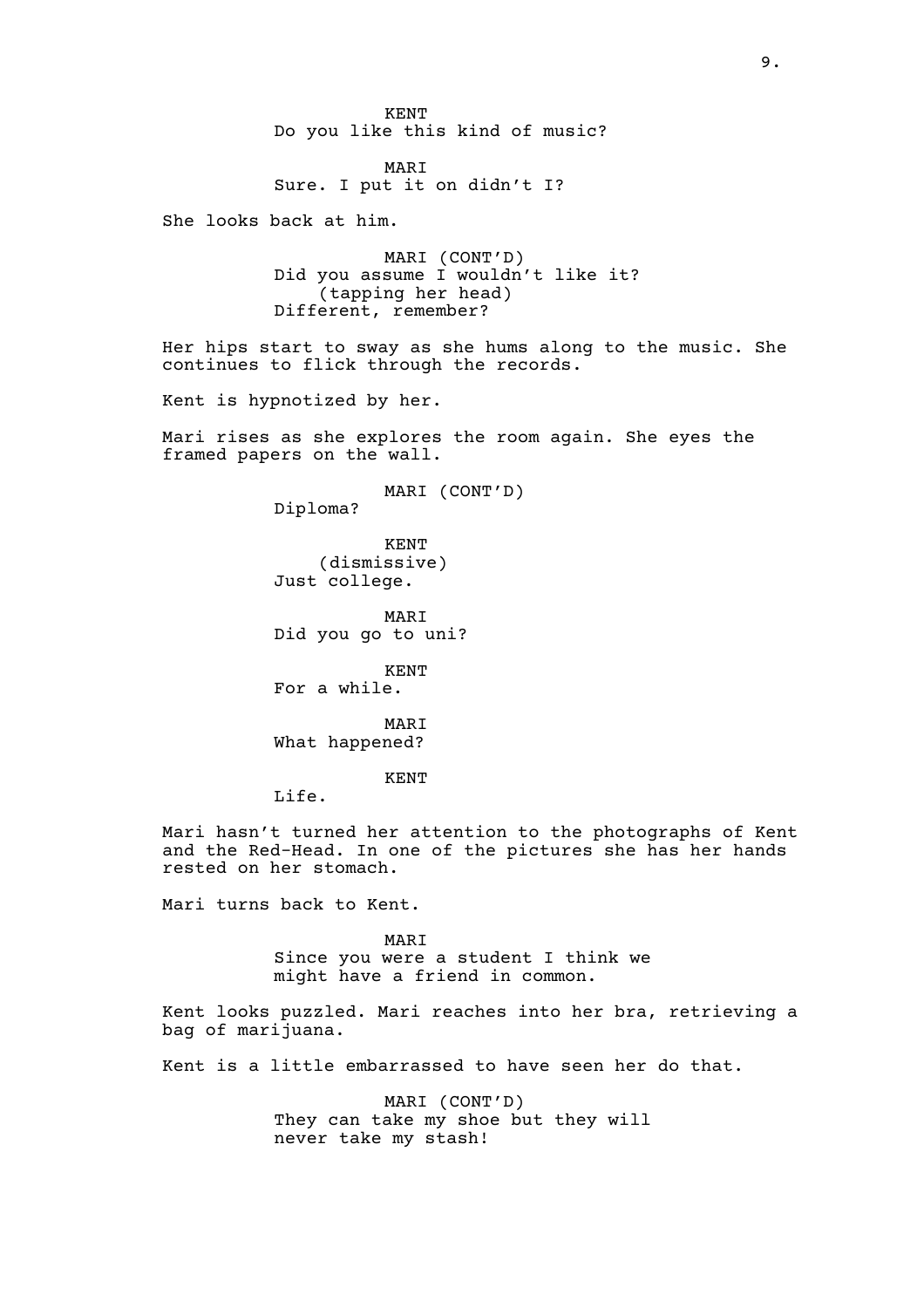KENT
Do you like this kind of music?

MARI
Sure. I put it on didn't I?

She looks back at him.

MARI (CONT'D)
Did you assume I wouldn't like it?
(tapping her head)
Different, remember?

Her hips start to sway as she hums along to the music. She continues to flick through the records.

Kent is hypnotized by her.

Mari rises as she explores the room again. She eyes the framed papers on the wall.

MARI (CONT'D)
Diploma?

KENT
(dismissive)
Just college.

MARI
Did you go to uni?

KENT
For a while.

MARI
What happened?

KENT
Life.

Mari hasn't turned her attention to the photographs of Kent and the Red-Head. In one of the pictures she has her hands rested on her stomach.

Mari turns back to Kent.

MARI
Since you were a student I think we might have a friend in common.

Kent looks puzzled. Mari reaches into her bra, retrieving a bag of marijuana.

Kent is a little embarrassed to have seen her do that.

MARI (CONT'D)
They can take my shoe but they will never take my stash!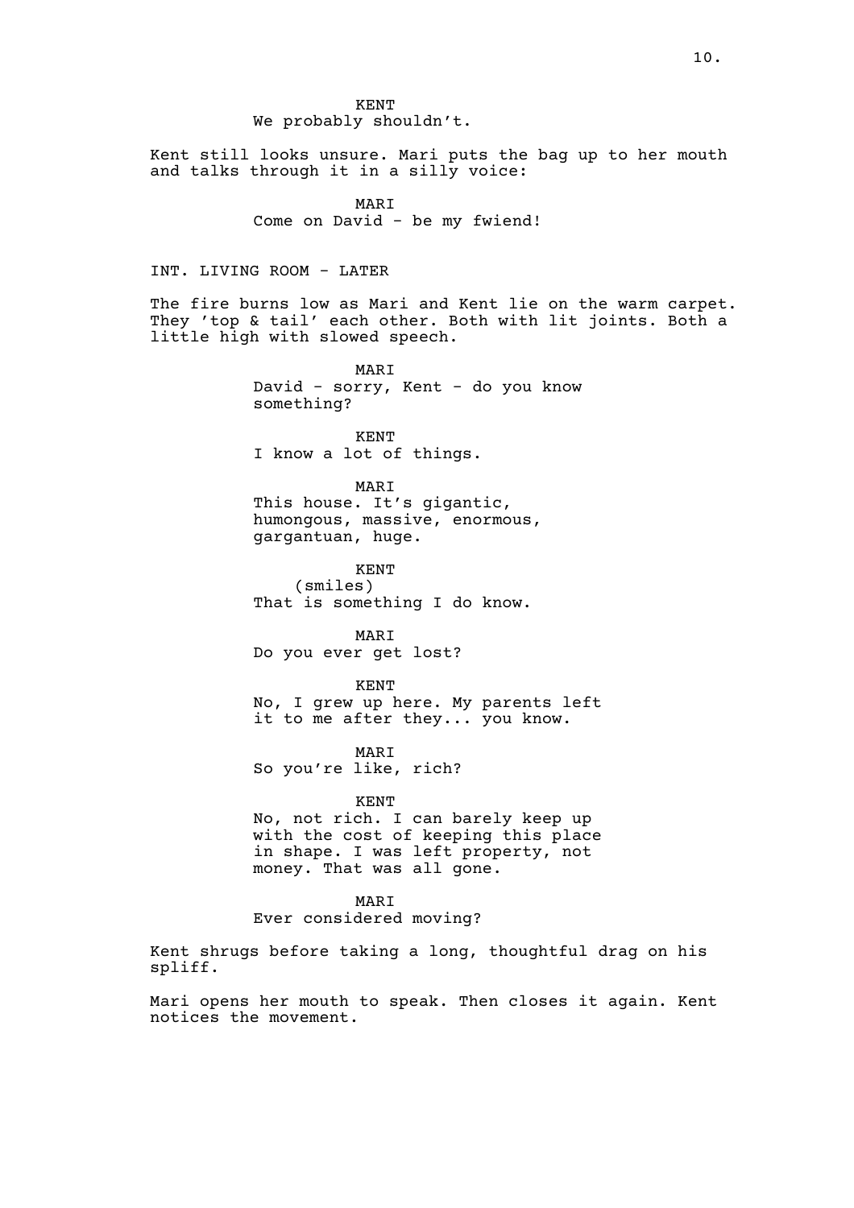KENT
We probably shouldn't.

Kent still looks unsure. Mari puts the bag up to her mouth and talks through it in a silly voice:

MARI
Come on David - be my fwiend!

INT. LIVING ROOM - LATER

The fire burns low as Mari and Kent lie on the warm carpet. They 'top & tail' each other. Both with lit joints. Both a little high with slowed speech.

MARI
David - sorry, Kent - do you know something?

KENT
I know a lot of things.

MARI
This house. It's gigantic, humongous, massive, enormous, gargantuan, huge.

KENT
(smiles)
That is something I do know.

MARI
Do you ever get lost?

KENT
No, I grew up here. My parents left it to me after they... you know.

MARI
So you're like, rich?

KENT
No, not rich. I can barely keep up with the cost of keeping this place in shape. I was left property, not money. That was all gone.

MARI
Ever considered moving?

Kent shrugs before taking a long, thoughtful drag on his spliff.

Mari opens her mouth to speak. Then closes it again. Kent notices the movement.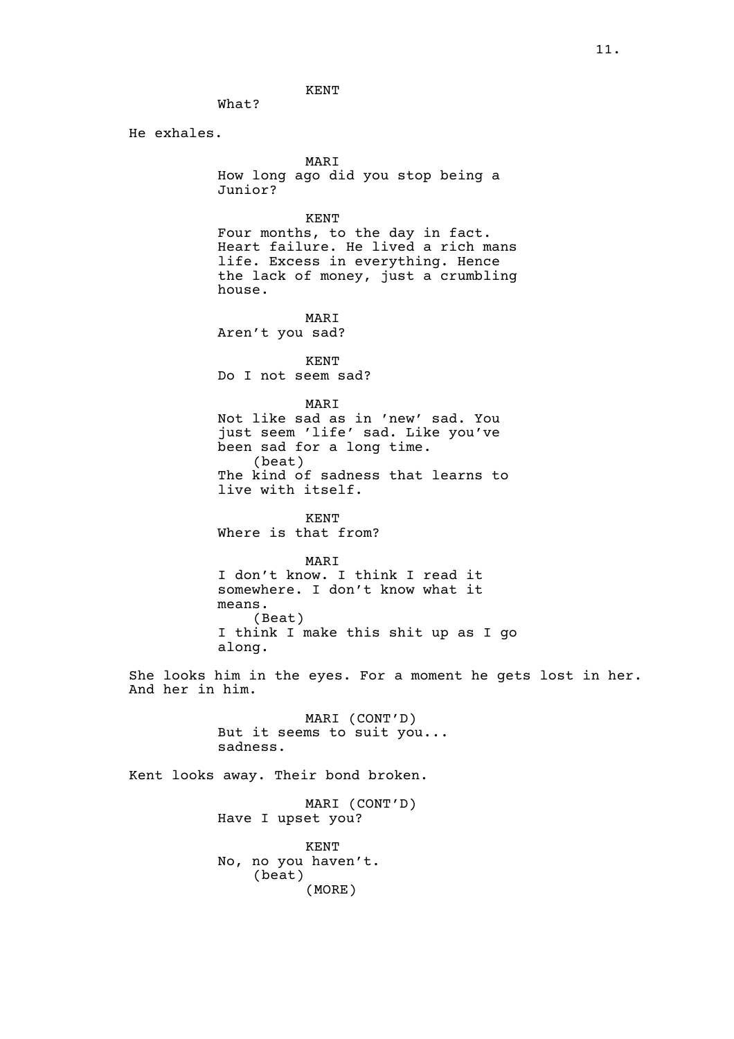KENT
What?

He exhales.

MARI
How long ago did you stop being a Junior?

KENT
Four months, to the day in fact. Heart failure. He lived a rich mans life. Excess in everything. Hence the lack of money, just a crumbling house.

MARI
Aren't you sad?

KENT
Do I not seem sad?

MARI
Not like sad as in 'new' sad. You just seem 'life' sad. Like you've been sad for a long time.
(beat)
The kind of sadness that learns to live with itself.

KENT
Where is that from?

MARI
I don't know. I think I read it somewhere. I don't know what it means.
(Beat)
I think I make this shit up as I go along.

She looks him in the eyes. For a moment he gets lost in her. And her in him.

MARI (CONT'D)
But it seems to suit you... sadness.

Kent looks away. Their bond broken.

MARI (CONT'D)
Have I upset you?

KENT
No, no you haven't.
(beat)
(MORE)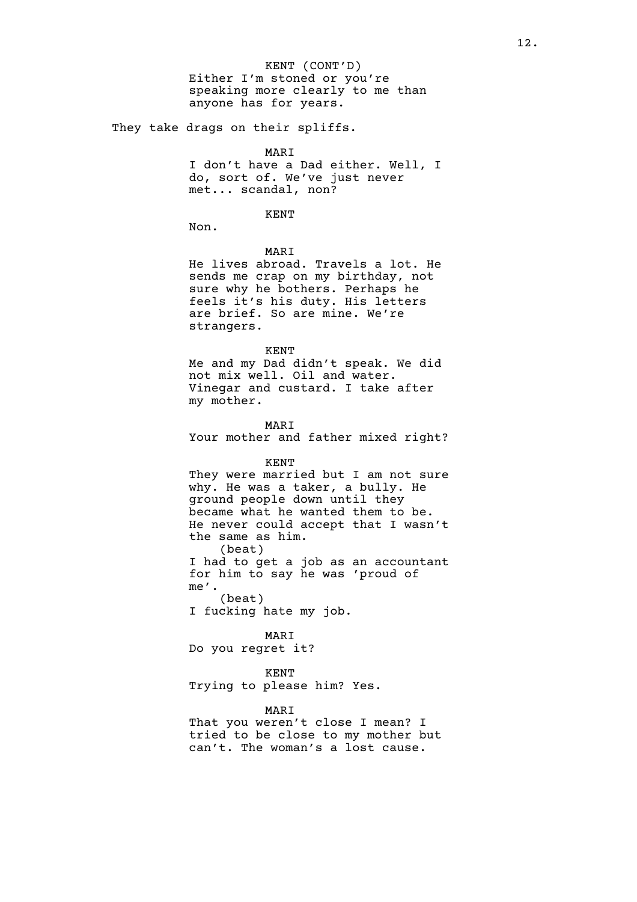KENT (CONT'D)
Either I'm stoned or you're speaking more clearly to me than anyone has for years.

They take drags on their spliffs.

MARI
I don't have a Dad either. Well, I do, sort of. We've just never met... scandal, non?

KENT
Non.

MARI
He lives abroad. Travels a lot. He sends me crap on my birthday, not sure why he bothers. Perhaps he feels it's his duty. His letters are brief. So are mine. We're strangers.

KENT
Me and my Dad didn't speak. We did not mix well. Oil and water. Vinegar and custard. I take after my mother.

MARI
Your mother and father mixed right?

KENT
They were married but I am not sure why. He was a taker, a bully. He ground people down until they became what he wanted them to be. He never could accept that I wasn't the same as him.
(beat)
I had to get a job as an accountant for him to say he was 'proud of me'.
(beat)
I fucking hate my job.

MARI
Do you regret it?

KENT
Trying to please him? Yes.

MARI
That you weren't close I mean? I tried to be close to my mother but can't. The woman's a lost cause.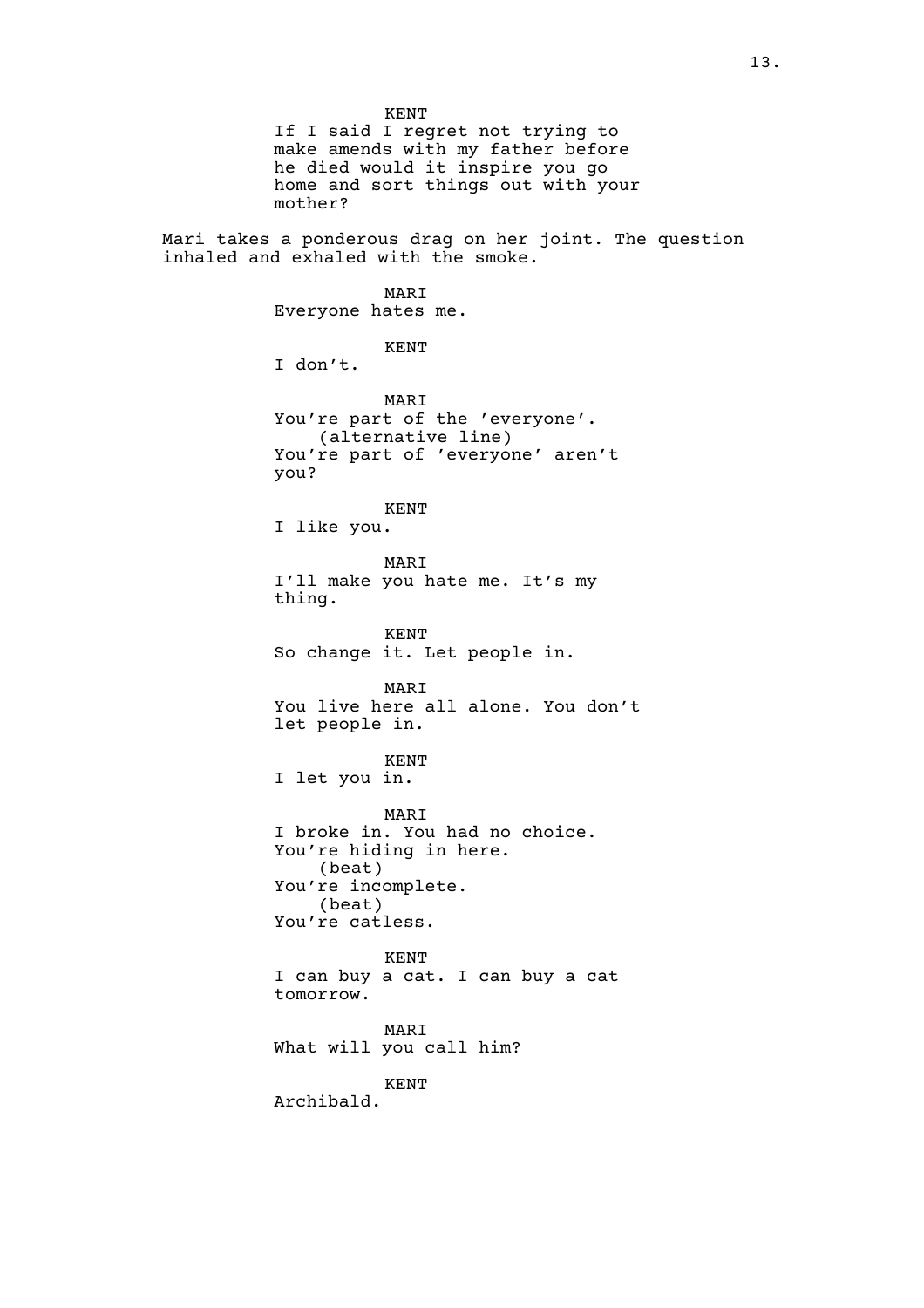KENT

If I said I regret not trying to make amends with my father before he died would it inspire you go home and sort things out with your mother?

Mari takes a ponderous drag on her joint. The question inhaled and exhaled with the smoke.

MARI

Everyone hates me.

KENT

I don't.

MARI

You're part of the 'everyone'.

(alternative line)

You're part of 'everyone' aren't you?

KENT

I like you.

MARI

I'll make you hate me. It's my thing.

KENT

So change it. Let people in.

MARI

You live here all alone. You don't let people in.

KENT

I let you in.

MARI

I broke in. You had no choice. You're hiding in here.

(beat)

You're incomplete.

(beat)

You're catless.

KENT

I can buy a cat. I can buy a cat tomorrow.

MARI

What will you call him?

KENT

Archibald.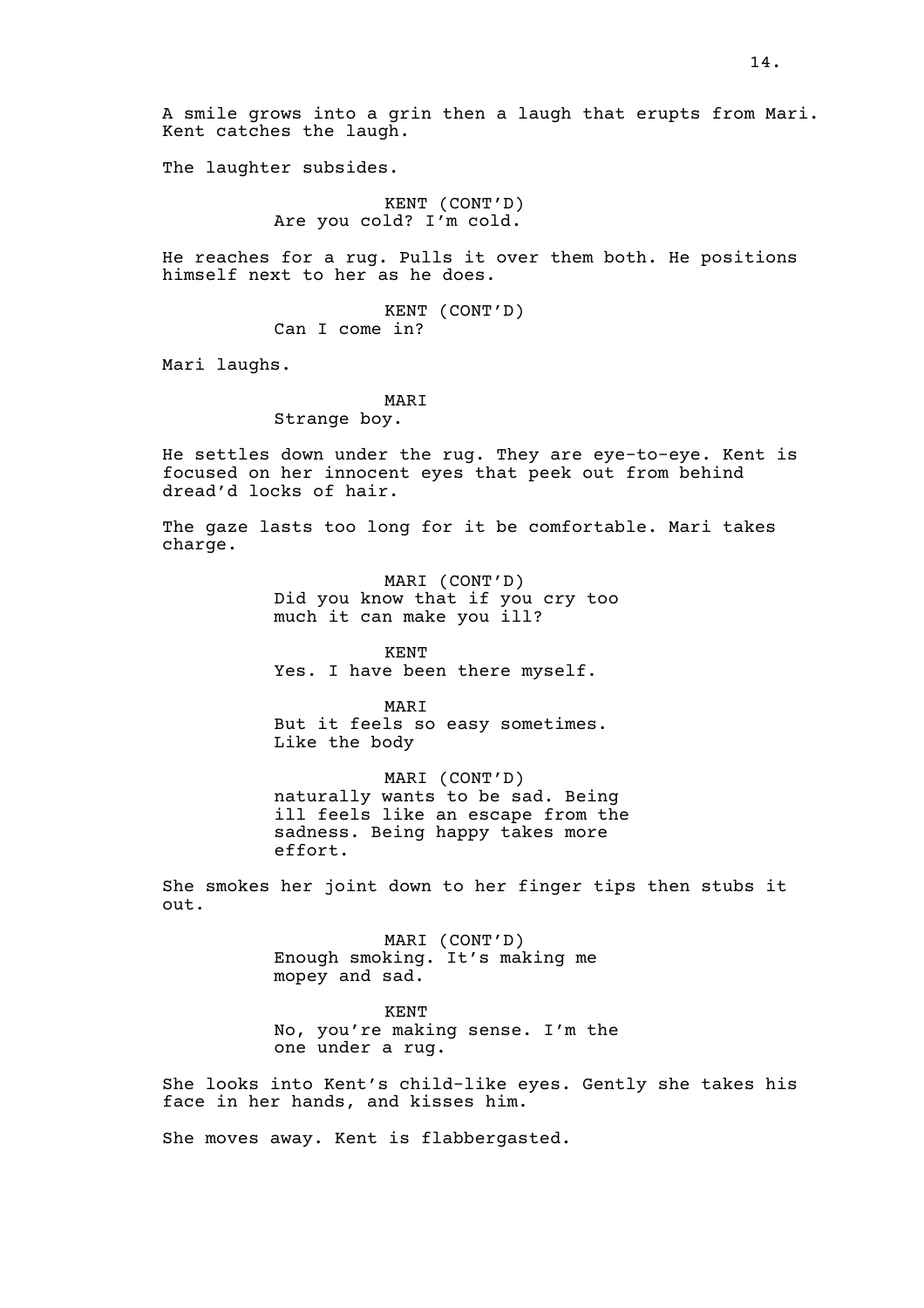A smile grows into a grin then a laugh that erupts from Mari. Kent catches the laugh.

The laughter subsides.

KENT (CONT'D)
Are you cold? I'm cold.

He reaches for a rug. Pulls it over them both. He positions himself next to her as he does.

KENT (CONT'D)
Can I come in?

Mari laughs.

MARI
Strange boy.

He settles down under the rug. They are eye-to-eye. Kent is focused on her innocent eyes that peek out from behind dread'd locks of hair.

The gaze lasts too long for it be comfortable. Mari takes charge.

MARI (CONT'D)
Did you know that if you cry too much it can make you ill?

KENT
Yes. I have been there myself.

MARI
But it feels so easy sometimes. Like the body

MARI (CONT'D)
naturally wants to be sad. Being ill feels like an escape from the sadness. Being happy takes more effort.

She smokes her joint down to her finger tips then stubs it out.

MARI (CONT'D)
Enough smoking. It's making me mopey and sad.

KENT
No, you're making sense. I'm the one under a rug.

She looks into Kent's child-like eyes. Gently she takes his face in her hands, and kisses him.

She moves away. Kent is flabbergasted.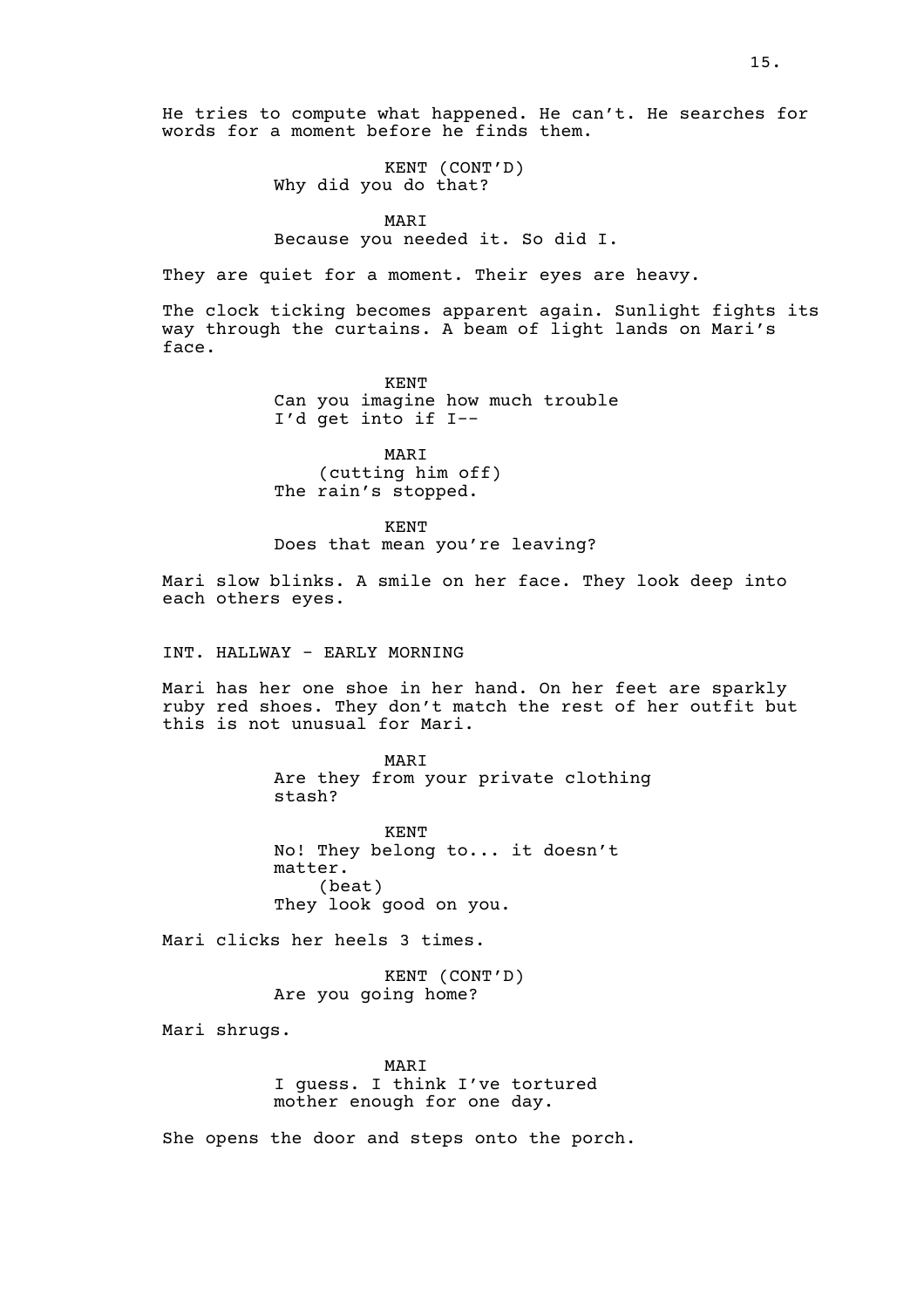He tries to compute what happened. He can't. He searches for words for a moment before he finds them.

KENT (CONT'D)
Why did you do that?

MARI
Because you needed it. So did I.

They are quiet for a moment. Their eyes are heavy.

The clock ticking becomes apparent again. Sunlight fights its way through the curtains. A beam of light lands on Mari's face.

KENT
Can you imagine how much trouble I'd get into if I--

MARI
(cutting him off)
The rain's stopped.

KENT
Does that mean you're leaving?

Mari slow blinks. A smile on her face. They look deep into each others eyes.

INT. HALLWAY - EARLY MORNING

Mari has her one shoe in her hand. On her feet are sparkly ruby red shoes. They don't match the rest of her outfit but this is not unusual for Mari.

MARI
Are they from your private clothing stash?

KENT
No! They belong to... it doesn't matter.
(beat)
They look good on you.

Mari clicks her heels 3 times.

KENT (CONT'D)
Are you going home?

Mari shrugs.

MARI
I guess. I think I've tortured mother enough for one day.

She opens the door and steps onto the porch.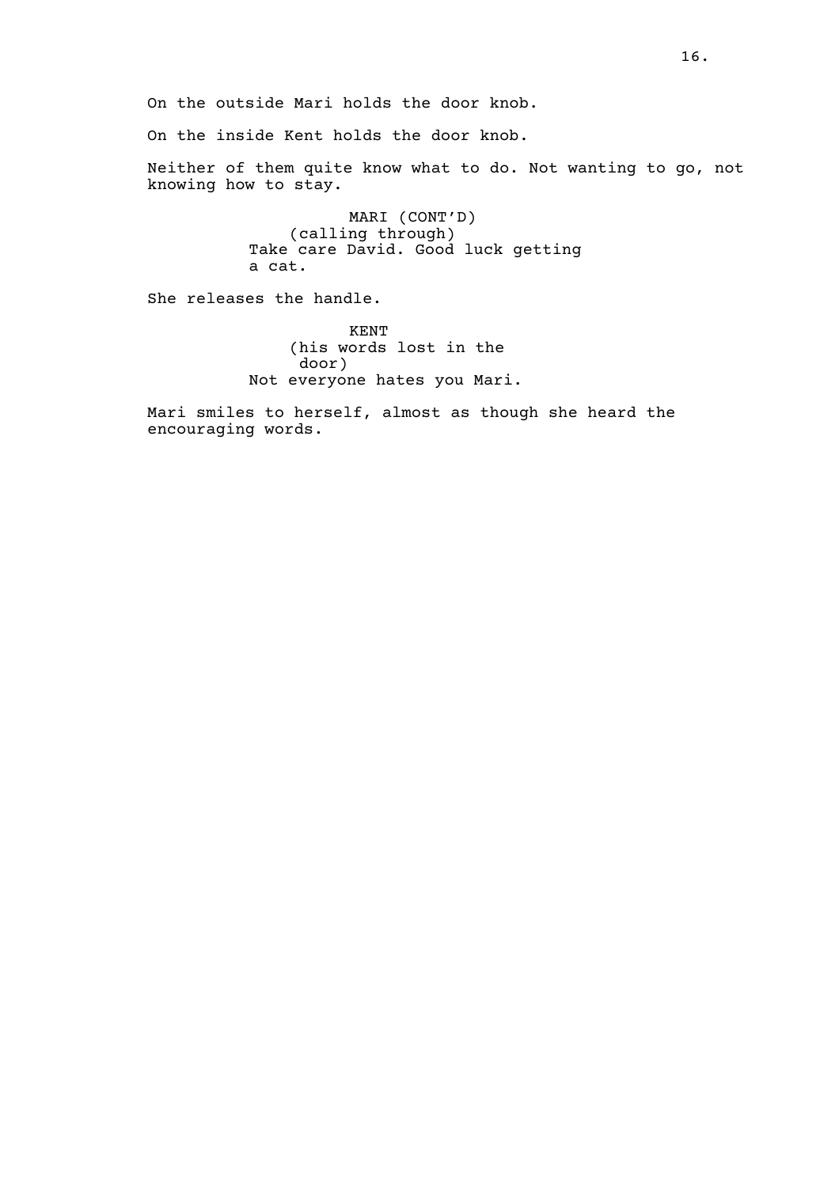On the outside Mari holds the door knob.

On the inside Kent holds the door knob.

Neither of them quite know what to do. Not wanting to go, not knowing how to stay.

MARI (CONT'D)
(calling through)
Take care David. Good luck getting a cat.

She releases the handle.

KENT
(his words lost in the door)
Not everyone hates you Mari.

Mari smiles to herself, almost as though she heard the encouraging words.